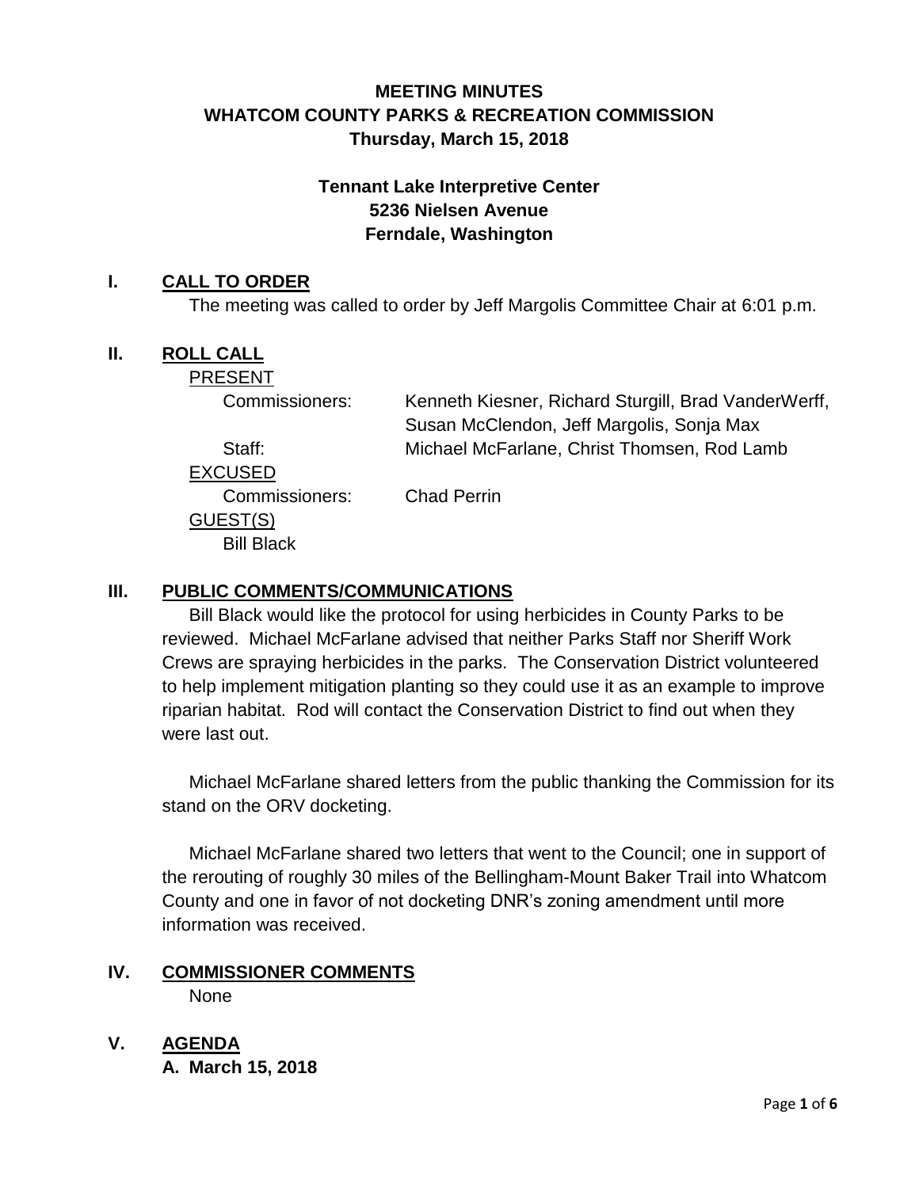# MEETING MINUTES
# WHATCOM COUNTY PARKS & RECREATION COMMISSION
## Thursday, March 15, 2018

**Tennant Lake Interpretive Center**
**5236 Nielsen Avenue**
**Ferndale, Washington**

## I. CALL TO ORDER

The meeting was called to order by Jeff Margolis Committee Chair at 6:01 p.m.

## II. ROLL CALL

PRESENT

| | |
|---|---|
| Commissioners: | Kenneth Kiesner, Richard Sturgill, Brad VanderWerff, Susan McClendon, Jeff Margolis, Sonja Max |
| Staff: | Michael McFarlane, Christ Thomsen, Rod Lamb |

EXCUSED

| | |
|---|---|
| Commissioners: | Chad Perrin |

GUEST(S)

Bill Black

## III. PUBLIC COMMENTS/COMMUNICATIONS

Bill Black would like the protocol for using herbicides in County Parks to be reviewed. Michael McFarlane advised that neither Parks Staff nor Sheriff Work Crews are spraying herbicides in the parks. The Conservation District volunteered to help implement mitigation planting so they could use it as an example to improve riparian habitat. Rod will contact the Conservation District to find out when they were last out.

Michael McFarlane shared letters from the public thanking the Commission for its stand on the ORV docketing.

Michael McFarlane shared two letters that went to the Council; one in support of the rerouting of roughly 30 miles of the Bellingham-Mount Baker Trail into Whatcom County and one in favor of not docketing DNR's zoning amendment until more information was received.

## IV. COMMISSIONER COMMENTS

None

## V. AGENDA

**A. March 15, 2018**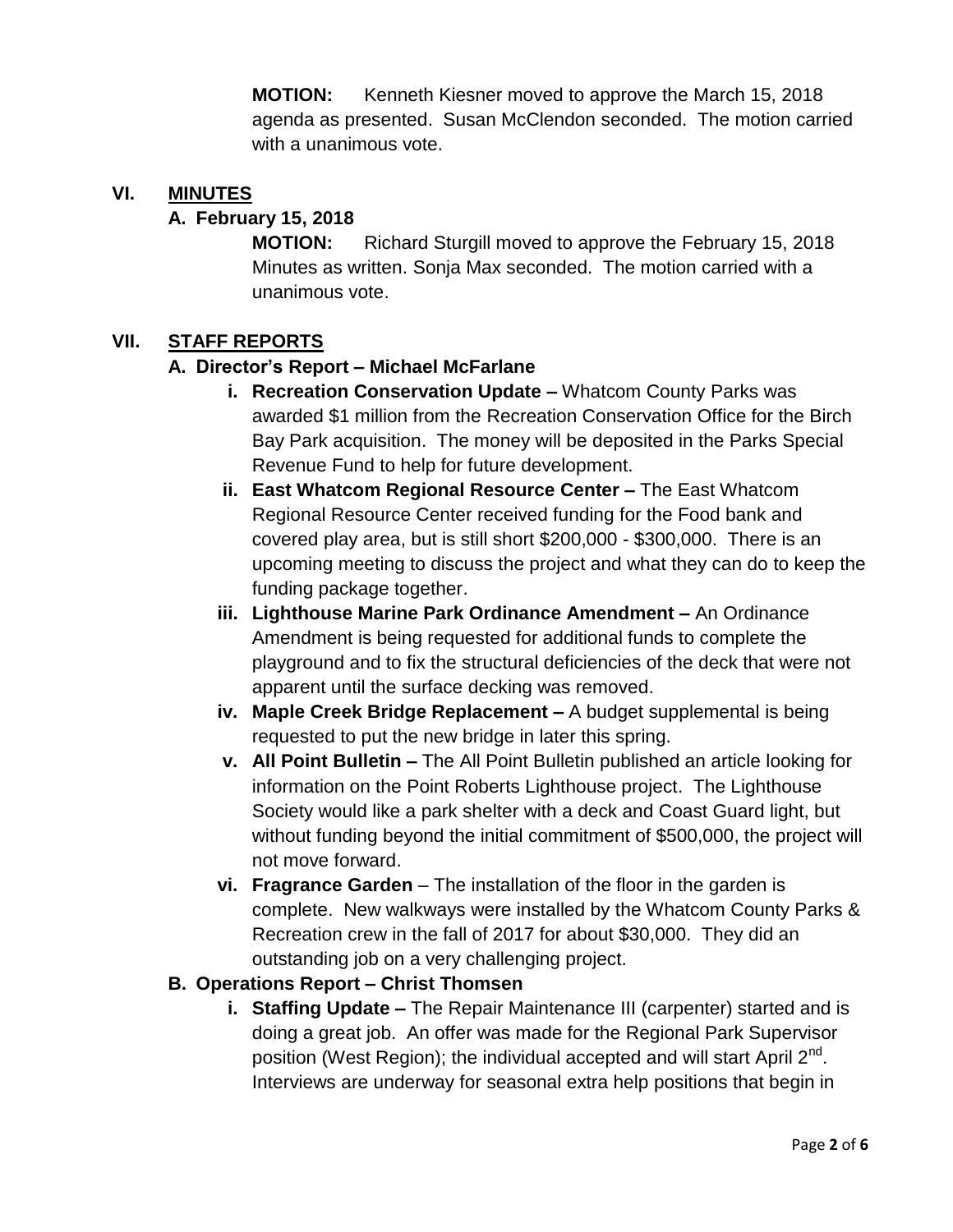**MOTION:** Kenneth Kiesner moved to approve the March 15, 2018 agenda as presented. Susan McClendon seconded. The motion carried with a unanimous vote.

## VI. MINUTES

### A. February 15, 2018

**MOTION:** Richard Sturgill moved to approve the February 15, 2018 Minutes as written. Sonja Max seconded. The motion carried with a unanimous vote.

## VII. STAFF REPORTS

### A. Director's Report – Michael McFarlane

i. **Recreation Conservation Update –** Whatcom County Parks was awarded $1 million from the Recreation Conservation Office for the Birch Bay Park acquisition. The money will be deposited in the Parks Special Revenue Fund to help for future development.

ii. **East Whatcom Regional Resource Center –** The East Whatcom Regional Resource Center received funding for the Food bank and covered play area, but is still short $200,000 - $300,000. There is an upcoming meeting to discuss the project and what they can do to keep the funding package together.

iii. **Lighthouse Marine Park Ordinance Amendment –** An Ordinance Amendment is being requested for additional funds to complete the playground and to fix the structural deficiencies of the deck that were not apparent until the surface decking was removed.

iv. **Maple Creek Bridge Replacement –** A budget supplemental is being requested to put the new bridge in later this spring.

v. **All Point Bulletin –** The All Point Bulletin published an article looking for information on the Point Roberts Lighthouse project. The Lighthouse Society would like a park shelter with a deck and Coast Guard light, but without funding beyond the initial commitment of $500,000, the project will not move forward.

vi. **Fragrance Garden** – The installation of the floor in the garden is complete. New walkways were installed by the Whatcom County Parks & Recreation crew in the fall of 2017 for about $30,000. They did an outstanding job on a very challenging project.

### B. Operations Report – Christ Thomsen

i. **Staffing Update –** The Repair Maintenance III (carpenter) started and is doing a great job. An offer was made for the Regional Park Supervisor position (West Region); the individual accepted and will start April 2nd. Interviews are underway for seasonal extra help positions that begin in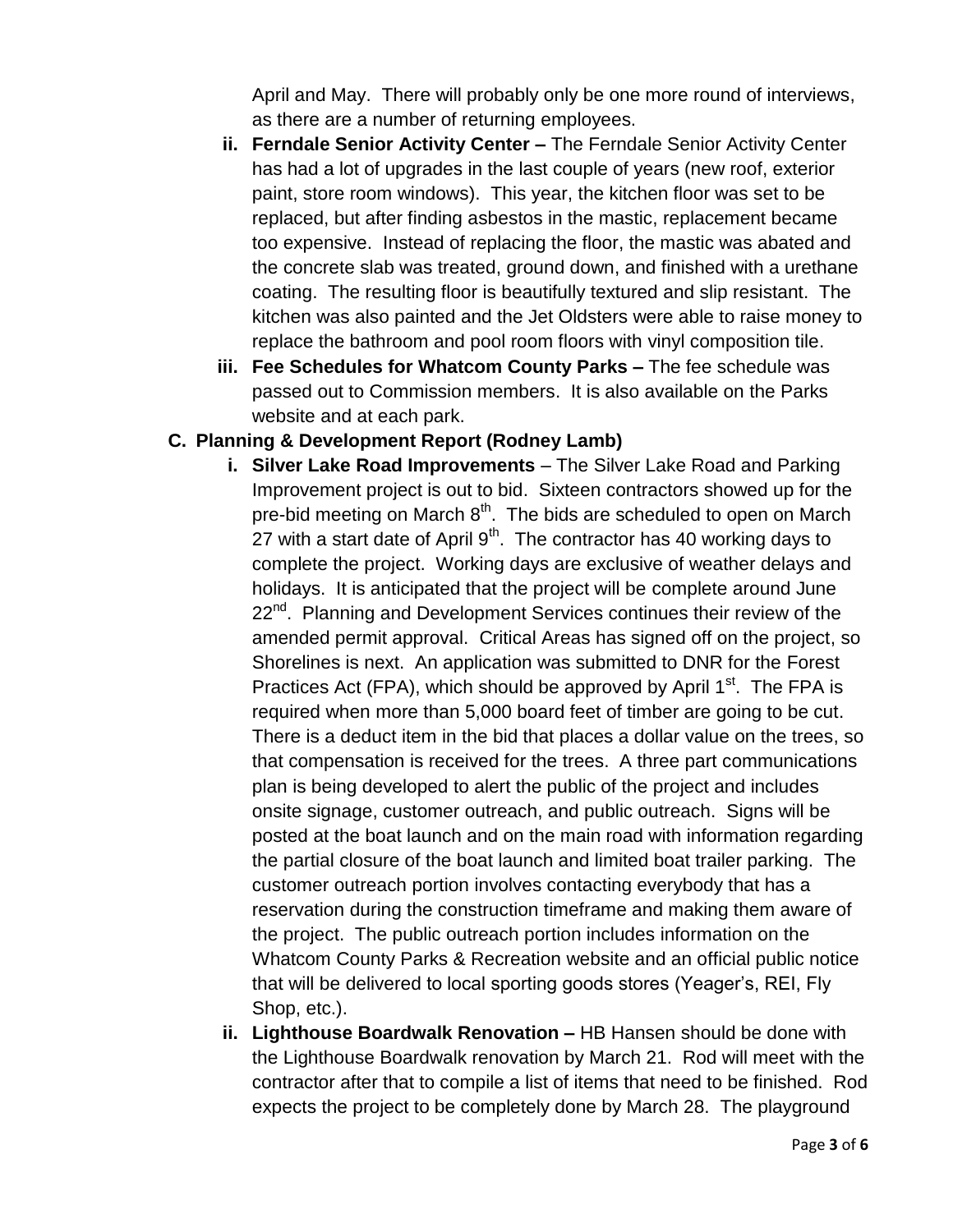April and May. There will probably only be one more round of interviews, as there are a number of returning employees.

- ii. **Ferndale Senior Activity Center –** The Ferndale Senior Activity Center has had a lot of upgrades in the last couple of years (new roof, exterior paint, store room windows). This year, the kitchen floor was set to be replaced, but after finding asbestos in the mastic, replacement became too expensive. Instead of replacing the floor, the mastic was abated and the concrete slab was treated, ground down, and finished with a urethane coating. The resulting floor is beautifully textured and slip resistant. The kitchen was also painted and the Jet Oldsters were able to raise money to replace the bathroom and pool room floors with vinyl composition tile.
- iii. **Fee Schedules for Whatcom County Parks –** The fee schedule was passed out to Commission members. It is also available on the Parks website and at each park.

**C. Planning & Development Report (Rodney Lamb)**

- i. **Silver Lake Road Improvements** – The Silver Lake Road and Parking Improvement project is out to bid. Sixteen contractors showed up for the pre-bid meeting on March 8th. The bids are scheduled to open on March 27 with a start date of April 9th. The contractor has 40 working days to complete the project. Working days are exclusive of weather delays and holidays. It is anticipated that the project will be complete around June 22nd. Planning and Development Services continues their review of the amended permit approval. Critical Areas has signed off on the project, so Shorelines is next. An application was submitted to DNR for the Forest Practices Act (FPA), which should be approved by April 1st. The FPA is required when more than 5,000 board feet of timber are going to be cut. There is a deduct item in the bid that places a dollar value on the trees, so that compensation is received for the trees. A three part communications plan is being developed to alert the public of the project and includes onsite signage, customer outreach, and public outreach. Signs will be posted at the boat launch and on the main road with information regarding the partial closure of the boat launch and limited boat trailer parking. The customer outreach portion involves contacting everybody that has a reservation during the construction timeframe and making them aware of the project. The public outreach portion includes information on the Whatcom County Parks & Recreation website and an official public notice that will be delivered to local sporting goods stores (Yeager's, REI, Fly Shop, etc.).
- ii. **Lighthouse Boardwalk Renovation –** HB Hansen should be done with the Lighthouse Boardwalk renovation by March 21. Rod will meet with the contractor after that to compile a list of items that need to be finished. Rod expects the project to be completely done by March 28. The playground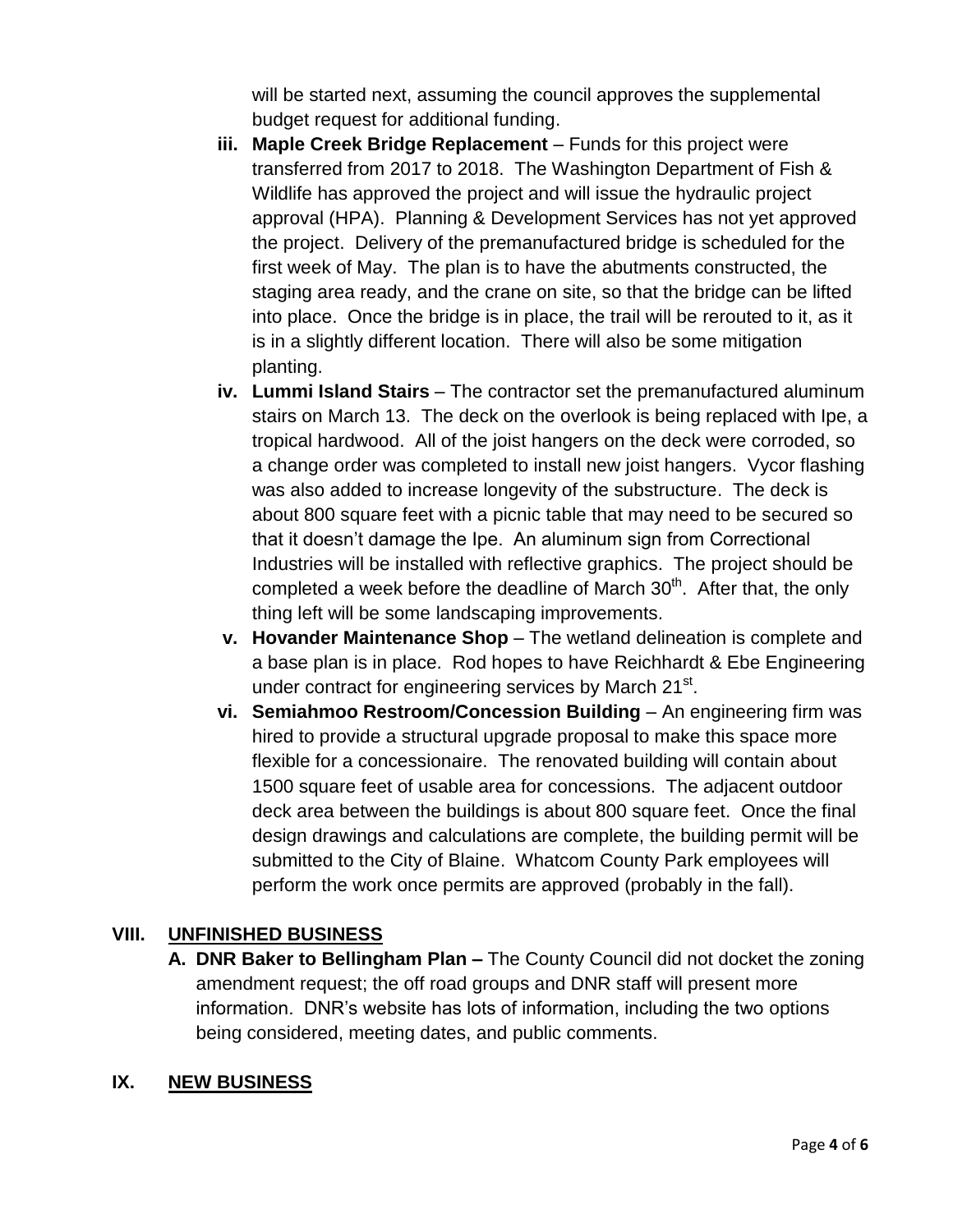will be started next, assuming the council approves the supplemental budget request for additional funding.

iii. **Maple Creek Bridge Replacement** – Funds for this project were transferred from 2017 to 2018. The Washington Department of Fish & Wildlife has approved the project and will issue the hydraulic project approval (HPA). Planning & Development Services has not yet approved the project. Delivery of the premanufactured bridge is scheduled for the first week of May. The plan is to have the abutments constructed, the staging area ready, and the crane on site, so that the bridge can be lifted into place. Once the bridge is in place, the trail will be rerouted to it, as it is in a slightly different location. There will also be some mitigation planting.

iv. **Lummi Island Stairs** – The contractor set the premanufactured aluminum stairs on March 13. The deck on the overlook is being replaced with Ipe, a tropical hardwood. All of the joist hangers on the deck were corroded, so a change order was completed to install new joist hangers. Vycor flashing was also added to increase longevity of the substructure. The deck is about 800 square feet with a picnic table that may need to be secured so that it doesn't damage the Ipe. An aluminum sign from Correctional Industries will be installed with reflective graphics. The project should be completed a week before the deadline of March 30th. After that, the only thing left will be some landscaping improvements.

v. **Hovander Maintenance Shop** – The wetland delineation is complete and a base plan is in place. Rod hopes to have Reichhardt & Ebe Engineering under contract for engineering services by March 21st.

vi. **Semiahmoo Restroom/Concession Building** – An engineering firm was hired to provide a structural upgrade proposal to make this space more flexible for a concessionaire. The renovated building will contain about 1500 square feet of usable area for concessions. The adjacent outdoor deck area between the buildings is about 800 square feet. Once the final design drawings and calculations are complete, the building permit will be submitted to the City of Blaine. Whatcom County Park employees will perform the work once permits are approved (probably in the fall).

## VIII. UNFINISHED BUSINESS

**A. DNR Baker to Bellingham Plan –** The County Council did not docket the zoning amendment request; the off road groups and DNR staff will present more information. DNR's website has lots of information, including the two options being considered, meeting dates, and public comments.

## IX. NEW BUSINESS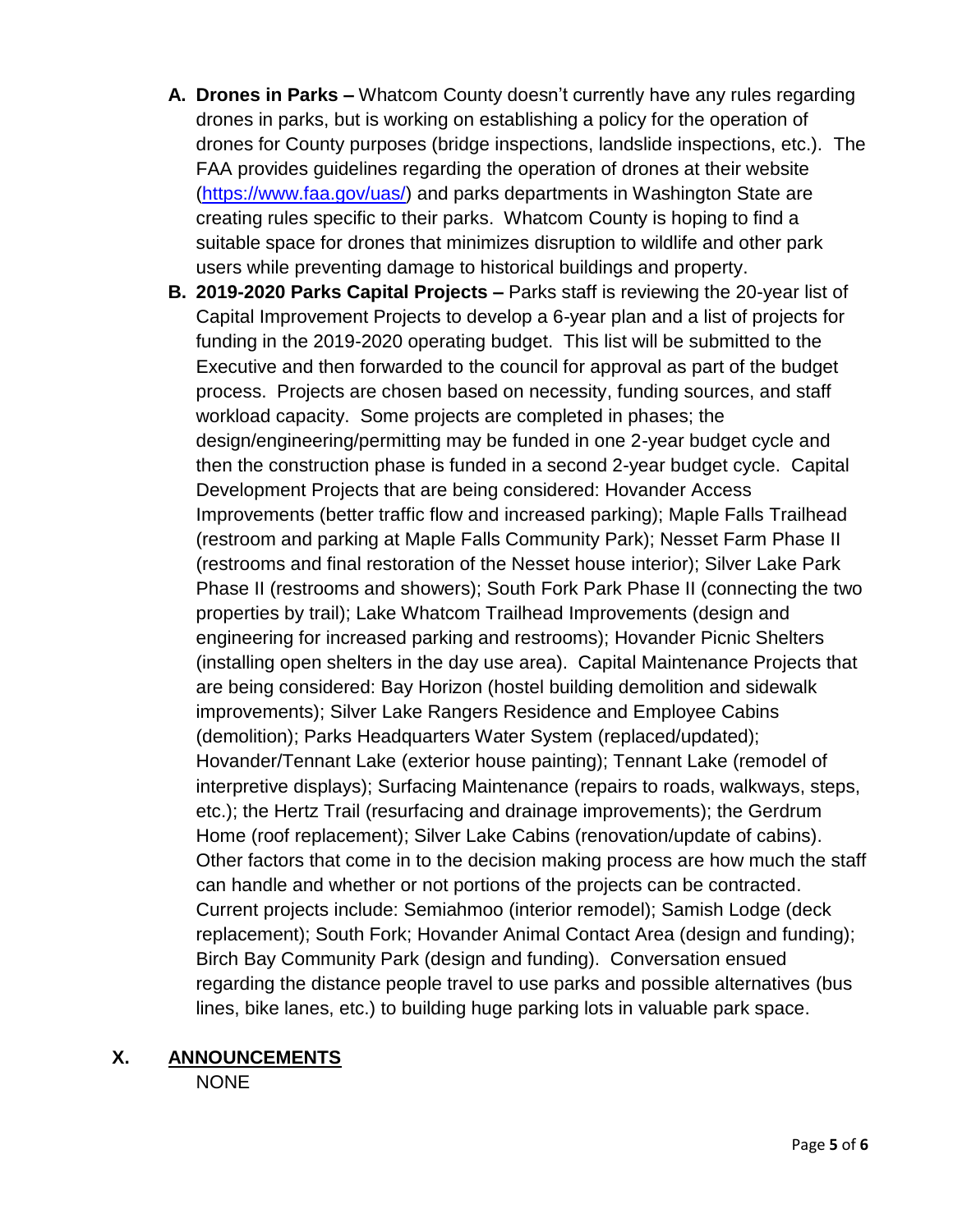A. **Drones in Parks –** Whatcom County doesn't currently have any rules regarding drones in parks, but is working on establishing a policy for the operation of drones for County purposes (bridge inspections, landslide inspections, etc.). The FAA provides guidelines regarding the operation of drones at their website (https://www.faa.gov/uas/) and parks departments in Washington State are creating rules specific to their parks. Whatcom County is hoping to find a suitable space for drones that minimizes disruption to wildlife and other park users while preventing damage to historical buildings and property.

B. **2019-2020 Parks Capital Projects –** Parks staff is reviewing the 20-year list of Capital Improvement Projects to develop a 6-year plan and a list of projects for funding in the 2019-2020 operating budget. This list will be submitted to the Executive and then forwarded to the council for approval as part of the budget process. Projects are chosen based on necessity, funding sources, and staff workload capacity. Some projects are completed in phases; the design/engineering/permitting may be funded in one 2-year budget cycle and then the construction phase is funded in a second 2-year budget cycle. Capital Development Projects that are being considered: Hovander Access Improvements (better traffic flow and increased parking); Maple Falls Trailhead (restroom and parking at Maple Falls Community Park); Nesset Farm Phase II (restrooms and final restoration of the Nesset house interior); Silver Lake Park Phase II (restrooms and showers); South Fork Park Phase II (connecting the two properties by trail); Lake Whatcom Trailhead Improvements (design and engineering for increased parking and restrooms); Hovander Picnic Shelters (installing open shelters in the day use area). Capital Maintenance Projects that are being considered: Bay Horizon (hostel building demolition and sidewalk improvements); Silver Lake Rangers Residence and Employee Cabins (demolition); Parks Headquarters Water System (replaced/updated); Hovander/Tennant Lake (exterior house painting); Tennant Lake (remodel of interpretive displays); Surfacing Maintenance (repairs to roads, walkways, steps, etc.); the Hertz Trail (resurfacing and drainage improvements); the Gerdrum Home (roof replacement); Silver Lake Cabins (renovation/update of cabins). Other factors that come in to the decision making process are how much the staff can handle and whether or not portions of the projects can be contracted. Current projects include: Semiahmoo (interior remodel); Samish Lodge (deck replacement); South Fork; Hovander Animal Contact Area (design and funding); Birch Bay Community Park (design and funding). Conversation ensued regarding the distance people travel to use parks and possible alternatives (bus lines, bike lanes, etc.) to building huge parking lots in valuable park space.

## X. ANNOUNCEMENTS

NONE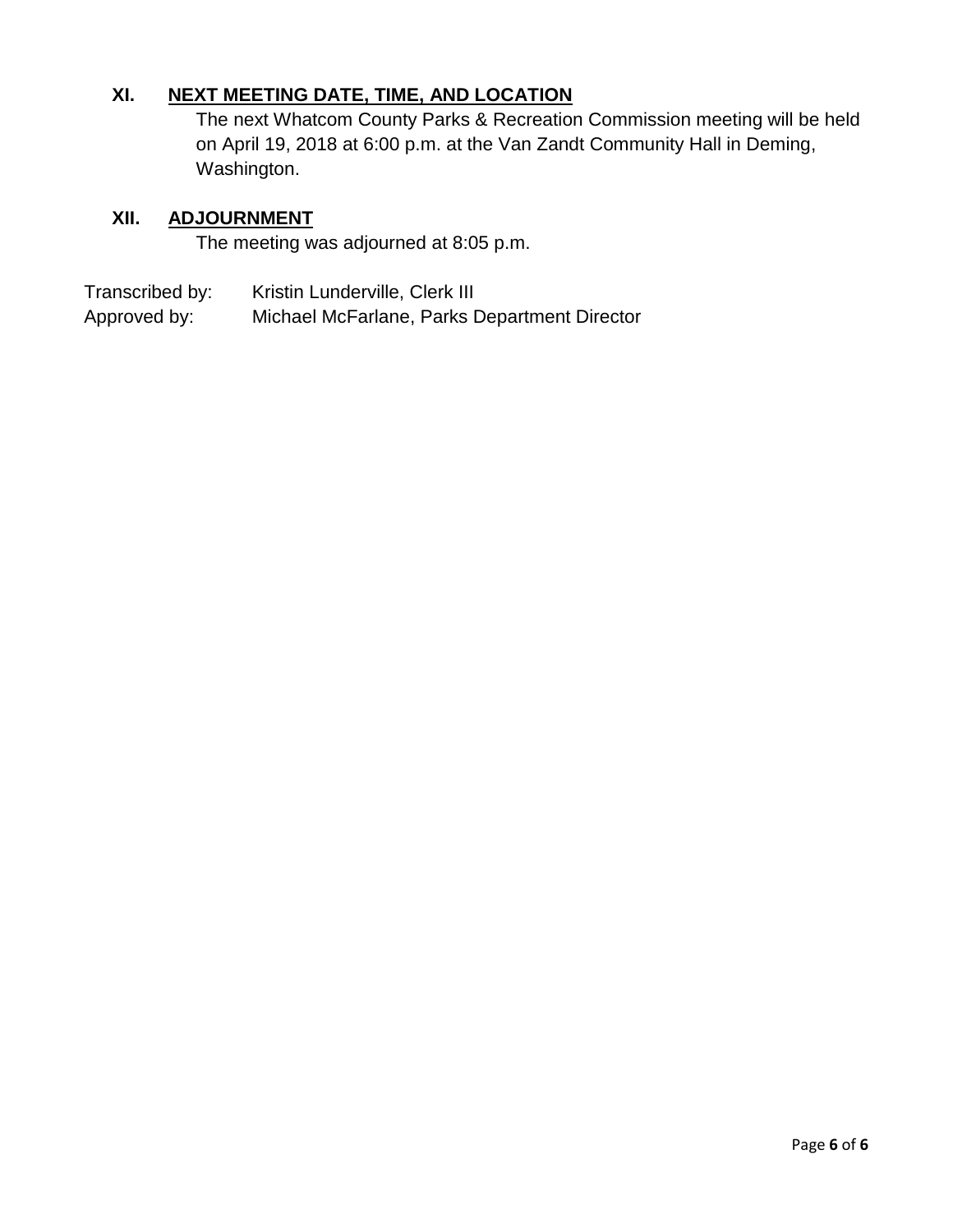## XI. NEXT MEETING DATE, TIME, AND LOCATION

The next Whatcom County Parks & Recreation Commission meeting will be held on April 19, 2018 at 6:00 p.m. at the Van Zandt Community Hall in Deming, Washington.

## XII. ADJOURNMENT

The meeting was adjourned at 8:05 p.m.

Transcribed by: Kristin Lunderville, Clerk III

Approved by: Michael McFarlane, Parks Department Director